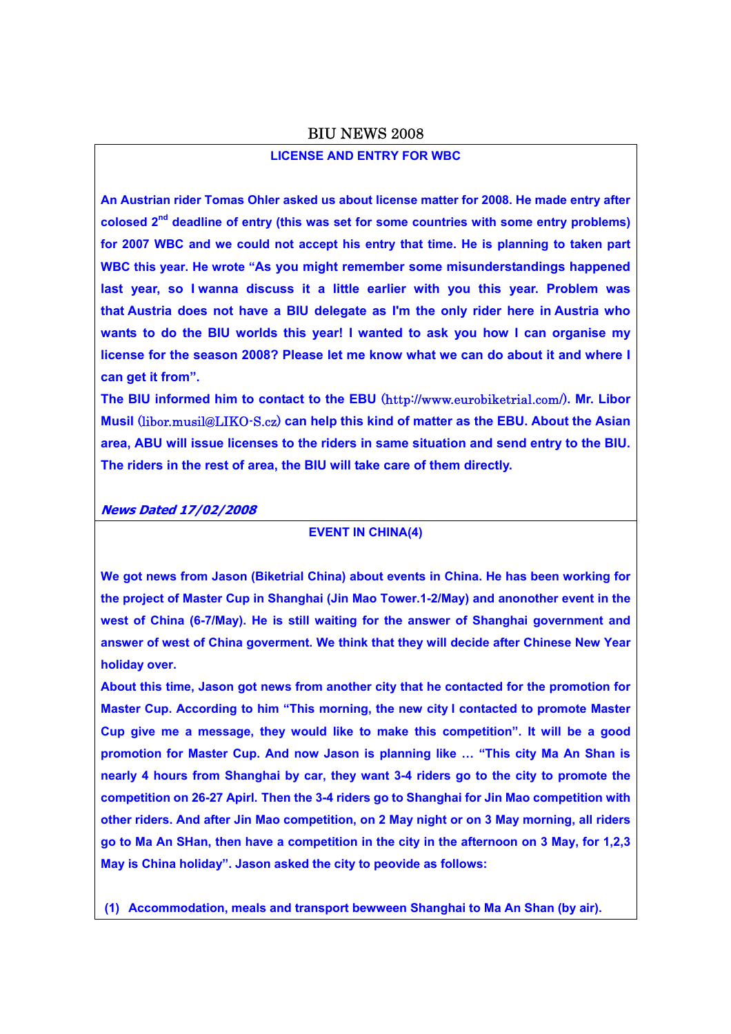# BIU NEWS 2008

## LICENSE AND ENTRY FOR WBC

**An Austrian rider Tomas Ohler asked us about license matter for 2008. He made entry after colosed 2nd deadline of entry (this was set for some countries with some entry problems) for 2007 WBC and we could not accept his entry that time. He is planning to taken part WBC this year. He wrote "As you might remember some misunderstandings happened last year, so I wanna discuss it a little earlier with you this year. Problem was that Austria does not have a BIU delegate as I'm the only rider here in Austria who wants to do the BIU worlds this year! I wanted to ask you how I can organise my license for the season 2008? Please let me know what we can do about it and where I can get it from".**

**The BIU informed him to contact to the EBU** (http://www.eurobiketrial.com/)**. Mr. Libor Musil** (libor.musil@LIKO-S.cz) **can help this kind of matter as the EBU. About the Asian area, ABU will issue licenses to the riders in same situation and send entry to the BIU. The riders in the rest of area, the BIU will take care of them directly.**

***News Dated 17/02/2008***

## EVENT IN CHINA(4)

**We got news from Jason (Biketrial China) about events in China. He has been working for the project of Master Cup in Shanghai (Jin Mao Tower.1-2/May) and anonother event in the west of China (6-7/May). He is still waiting for the answer of Shanghai government and answer of west of China goverment. We think that they will decide after Chinese New Year holiday over.**

**About this time, Jason got news from another city that he contacted for the promotion for Master Cup. According to him "This morning, the new city I contacted to promote Master Cup give me a message, they would like to make this competition". It will be a good promotion for Master Cup. And now Jason is planning like … "This city Ma An Shan is nearly 4 hours from Shanghai by car, they want 3-4 riders go to the city to promote the competition on 26-27 Apirl. Then the 3-4 riders go to Shanghai for Jin Mao competition with other riders. And after Jin Mao competition, on 2 May night or on 3 May morning, all riders go to Ma An SHan, then have a competition in the city in the afternoon on 3 May, for 1,2,3 May is China holiday". Jason asked the city to peovide as follows:**

**(1) Accommodation, meals and transport bewween Shanghai to Ma An Shan (by air).**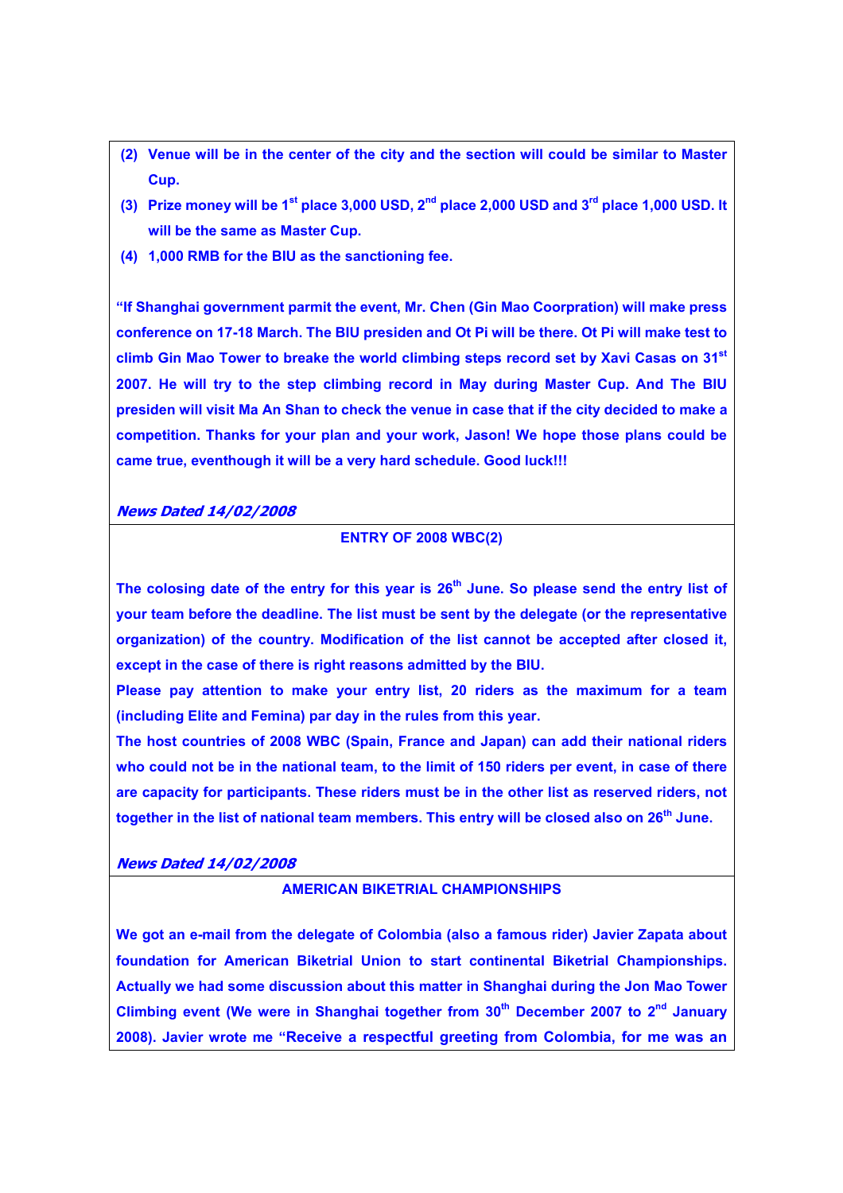(2) **Venue will be in the center of the city and the section will could be similar to Master Cup.**

(3) **Prize money will be 1st place 3,000 USD, 2nd place 2,000 USD and 3rd place 1,000 USD. It will be the same as Master Cup.**

(4) **1,000 RMB for the BIU as the sanctioning fee.**

**"If Shanghai government parmit the event, Mr. Chen (Gin Mao Coorpration) will make press conference on 17-18 March. The BIU presiden and Ot Pi will be there. Ot Pi will make test to climb Gin Mao Tower to breake the world climbing steps record set by Xavi Casas on 31st 2007. He will try to the step climbing record in May during Master Cup. And The BIU presiden will visit Ma An Shan to check the venue in case that if the city decided to make a competition. Thanks for your plan and your work, Jason! We hope those plans could be came true, eventhough it will be a very hard schedule. Good luck!!!**

***News Dated 14/02/2008***

**ENTRY OF 2008 WBC(2)**

**The colosing date of the entry for this year is 26th June. So please send the entry list of your team before the deadline. The list must be sent by the delegate (or the representative organization) of the country. Modification of the list cannot be accepted after closed it, except in the case of there is right reasons admitted by the BIU.**

**Please pay attention to make your entry list, 20 riders as the maximum for a team (including Elite and Femina) par day in the rules from this year.**

**The host countries of 2008 WBC (Spain, France and Japan) can add their national riders who could not be in the national team, to the limit of 150 riders per event, in case of there are capacity for participants. These riders must be in the other list as reserved riders, not together in the list of national team members. This entry will be closed also on 26th June.**

***News Dated 14/02/2008***

**AMERICAN BIKETRIAL CHAMPIONSHIPS**

**We got an e-mail from the delegate of Colombia (also a famous rider) Javier Zapata about foundation for American Biketrial Union to start continental Biketrial Championships. Actually we had some discussion about this matter in Shanghai during the Jon Mao Tower Climbing event (We were in Shanghai together from 30th December 2007 to 2nd January 2008). Javier wrote me "Receive a respectful greeting from Colombia, for me was an**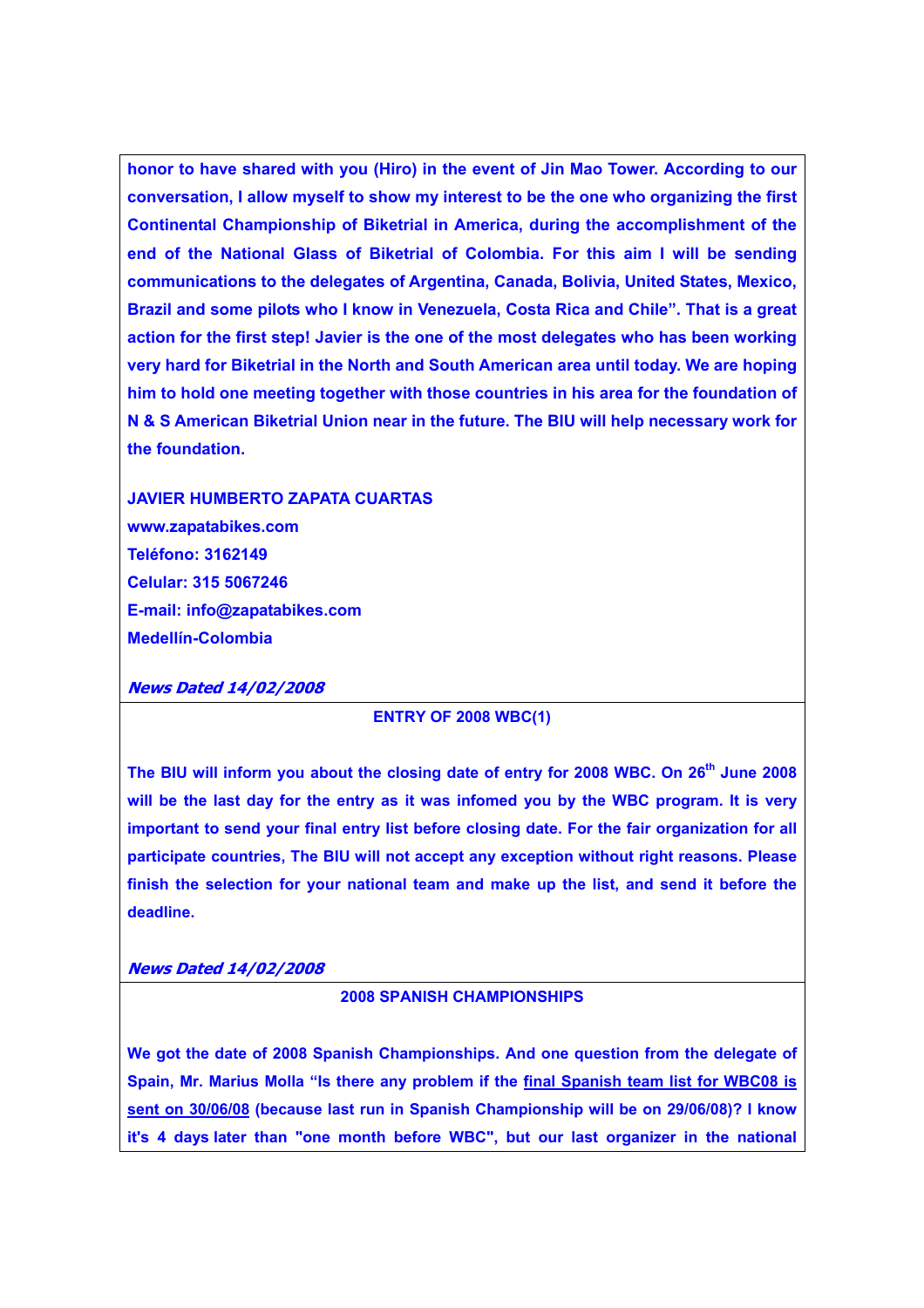**honor to have shared with you (Hiro) in the event of Jin Mao Tower. According to our conversation, I allow myself to show my interest to be the one who organizing the first Continental Championship of Biketrial in America, during the accomplishment of the end of the National Glass of Biketrial of Colombia. For this aim I will be sending communications to the delegates of Argentina, Canada, Bolivia, United States, Mexico, Brazil and some pilots who I know in Venezuela, Costa Rica and Chile". That is a great action for the first step! Javier is the one of the most delegates who has been working very hard for Biketrial in the North and South American area until today. We are hoping him to hold one meeting together with those countries in his area for the foundation of N & S American Biketrial Union near in the future. The BIU will help necessary work for the foundation.**

**JAVIER HUMBERTO ZAPATA CUARTAS**
**www.zapatabikes.com**
**Teléfono: 3162149**
**Celular: 315 5067246**
**E-mail: info@zapatabikes.com**
**Medellín-Colombia**

***News Dated 14/02/2008***

**ENTRY OF 2008 WBC(1)**

**The BIU will inform you about the closing date of entry for 2008 WBC. On 26th June 2008 will be the last day for the entry as it was infomed you by the WBC program. It is very important to send your final entry list before closing date. For the fair organization for all participate countries, The BIU will not accept any exception without right reasons. Please finish the selection for your national team and make up the list, and send it before the deadline.**

***News Dated 14/02/2008***

**2008 SPANISH CHAMPIONSHIPS**

**We got the date of 2008 Spanish Championships. And one question from the delegate of Spain, Mr. Marius Molla "Is there any problem if the final Spanish team list for WBC08 is sent on 30/06/08 (because last run in Spanish Championship will be on 29/06/08)? I know it's 4 days later than "one month before WBC", but our last organizer in the national**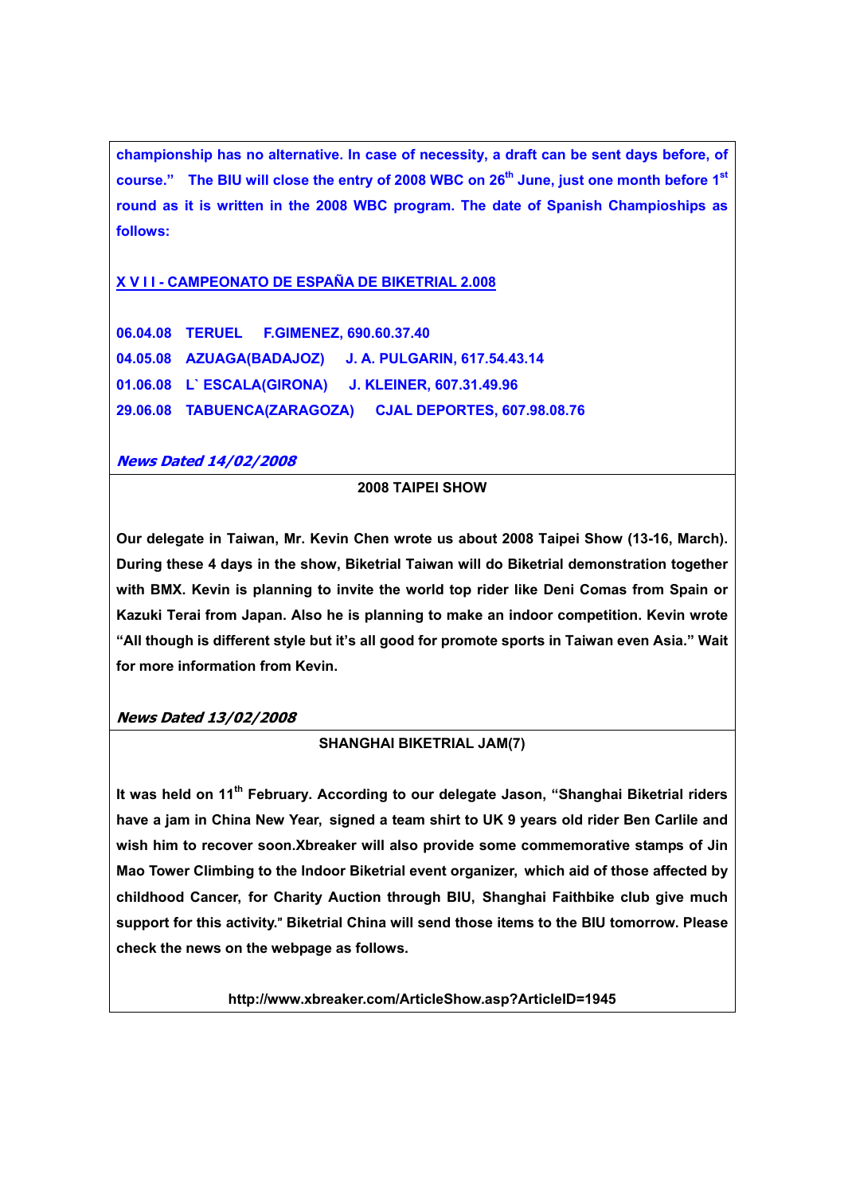**championship has no alternative. In case of necessity, a draft can be sent days before, of course." The BIU will close the entry of 2008 WBC on 26th June, just one month before 1st round as it is written in the 2008 WBC program. The date of Spanish Champioships as follows:**

**X V I I - CAMPEONATO DE ESPAÑA DE BIKETRIAL 2.008**

**06.04.08 TERUEL F.GIMENEZ, 690.60.37.40**
**04.05.08 AZUAGA(BADAJOZ) J. A. PULGARIN, 617.54.43.14**
**01.06.08 L` ESCALA(GIRONA) J. KLEINER, 607.31.49.96**
**29.06.08 TABUENCA(ZARAGOZA) CJAL DEPORTES, 607.98.08.76**

***News Dated 14/02/2008***

**2008 TAIPEI SHOW**

**Our delegate in Taiwan, Mr. Kevin Chen wrote us about 2008 Taipei Show (13-16, March). During these 4 days in the show, Biketrial Taiwan will do Biketrial demonstration together with BMX. Kevin is planning to invite the world top rider like Deni Comas from Spain or Kazuki Terai from Japan. Also he is planning to make an indoor competition. Kevin wrote "All though is different style but it's all good for promote sports in Taiwan even Asia." Wait for more information from Kevin.**

***News Dated 13/02/2008***

**SHANGHAI BIKETRIAL JAM(7)**

**It was held on 11th February. According to our delegate Jason, "Shanghai Biketrial riders have a jam in China New Year, signed a team shirt to UK 9 years old rider Ben Carlile and wish him to recover soon.Xbreaker will also provide some commemorative stamps of Jin Mao Tower Climbing to the Indoor Biketrial event organizer, which aid of those affected by childhood Cancer, for Charity Auction through BIU, Shanghai Faithbike club give much support for this activity." Biketrial China will send those items to the BIU tomorrow. Please check the news on the webpage as follows.**

**http://www.xbreaker.com/ArticleShow.asp?ArticleID=1945**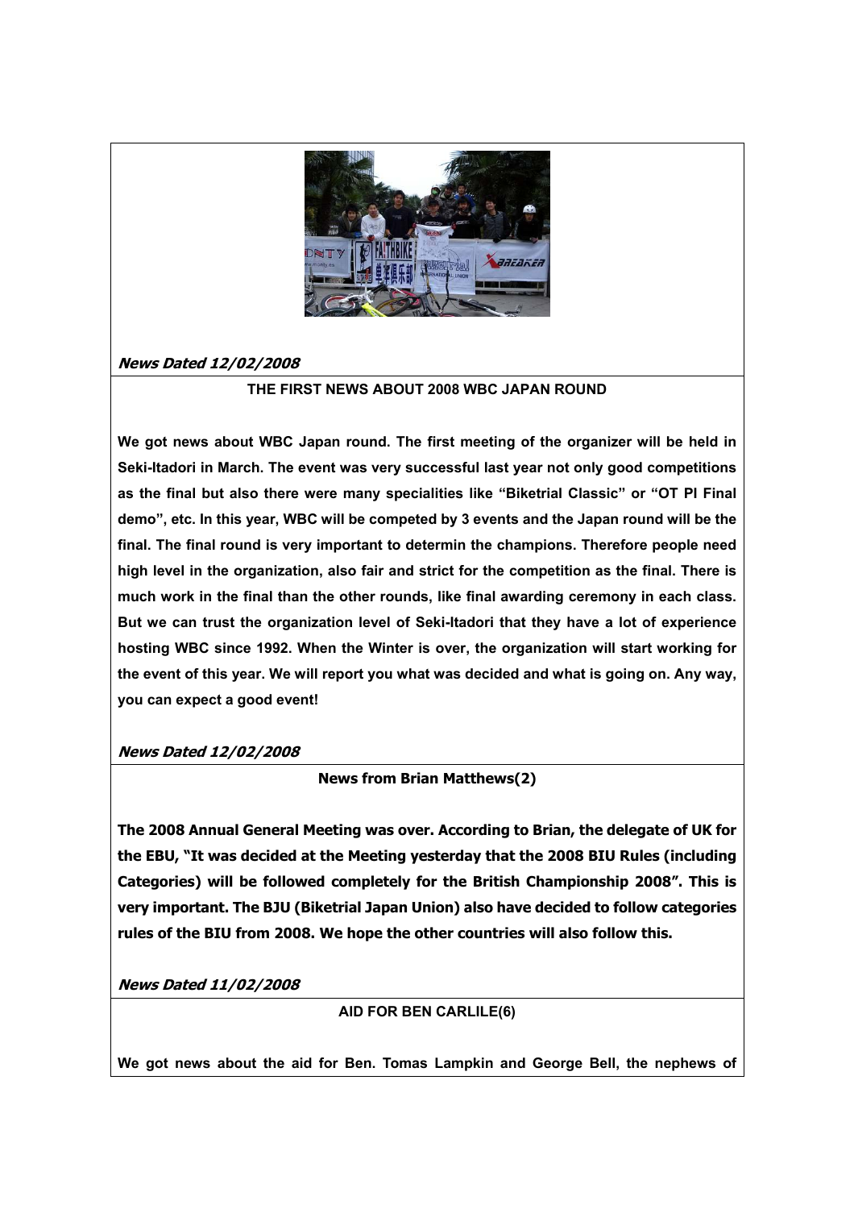*News Dated 12/02/2008*

**THE FIRST NEWS ABOUT 2008 WBC JAPAN ROUND**

**We got news about WBC Japan round. The first meeting of the organizer will be held in Seki-Itadori in March. The event was very successful last year not only good competitions as the final but also there were many specialities like "Biketrial Classic" or "OT PI Final demo", etc. In this year, WBC will be competed by 3 events and the Japan round will be the final. The final round is very important to determin the champions. Therefore people need high level in the organization, also fair and strict for the competition as the final. There is much work in the final than the other rounds, like final awarding ceremony in each class. But we can trust the organization level of Seki-Itadori that they have a lot of experience hosting WBC since 1992. When the Winter is over, the organization will start working for the event of this year. We will report you what was decided and what is going on. Any way, you can expect a good event!**

*News Dated 12/02/2008*

**News from Brian Matthews(2)**

**The 2008 Annual General Meeting was over. According to Brian, the delegate of UK for the EBU, "It was decided at the Meeting yesterday that the 2008 BIU Rules (including Categories) will be followed completely for the British Championship 2008". This is very important. The BJU (Biketrial Japan Union) also have decided to follow categories rules of the BIU from 2008. We hope the other countries will also follow this.**

*News Dated 11/02/2008*

**AID FOR BEN CARLILE(6)**

**We got news about the aid for Ben. Tomas Lampkin and George Bell, the nephews of**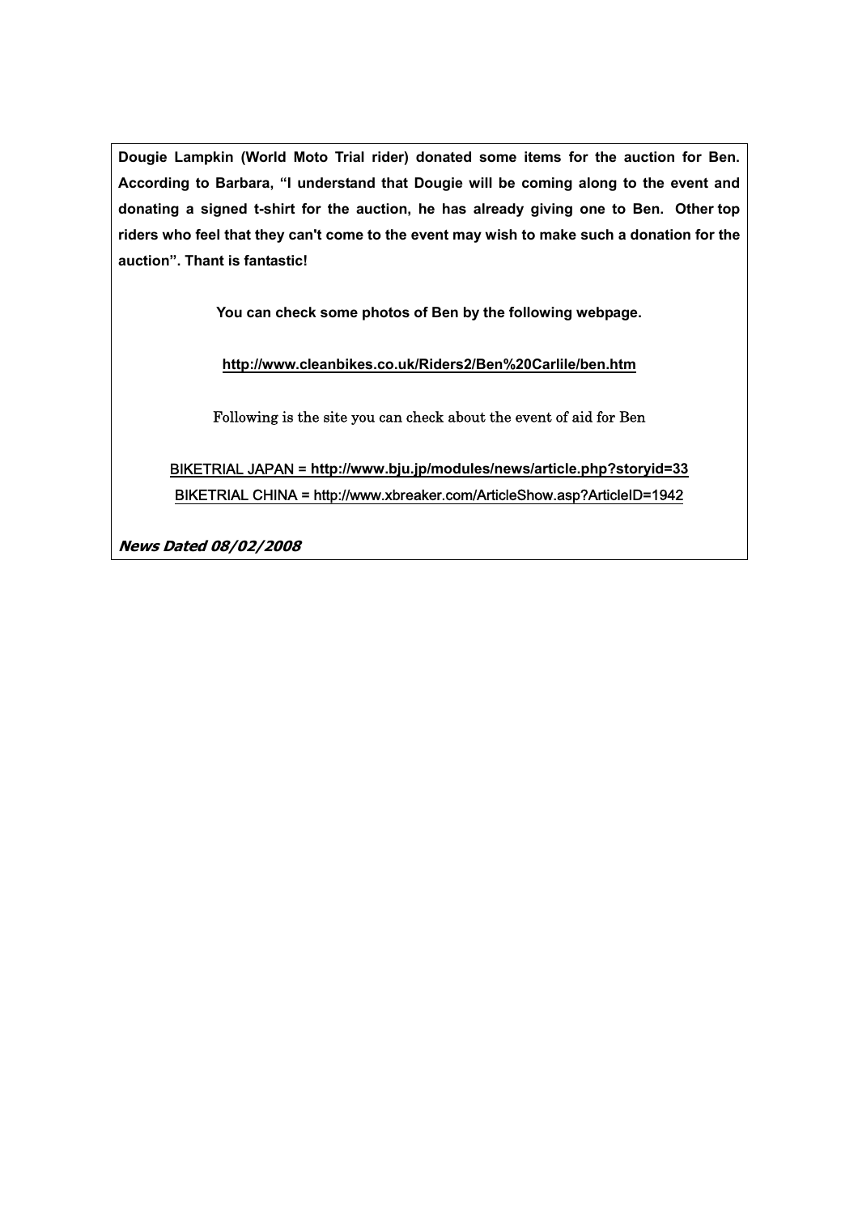**Dougie Lampkin (World Moto Trial rider) donated some items for the auction for Ben. According to Barbara, "I understand that Dougie will be coming along to the event and donating a signed t-shirt for the auction, he has already giving one to Ben. Other top riders who feel that they can't come to the event may wish to make such a donation for the auction". Thant is fantastic!**

**You can check some photos of Ben by the following webpage.**

**http://www.cleanbikes.co.uk/Riders2/Ben%20Carlile/ben.htm**

Following is the site you can check about the event of aid for Ben

BIKETRIAL JAPAN = **http://www.bju.jp/modules/news/article.php?storyid=33**

BIKETRIAL CHINA = http://www.xbreaker.com/ArticleShow.asp?ArticleID=1942

***News Dated 08/02/2008***